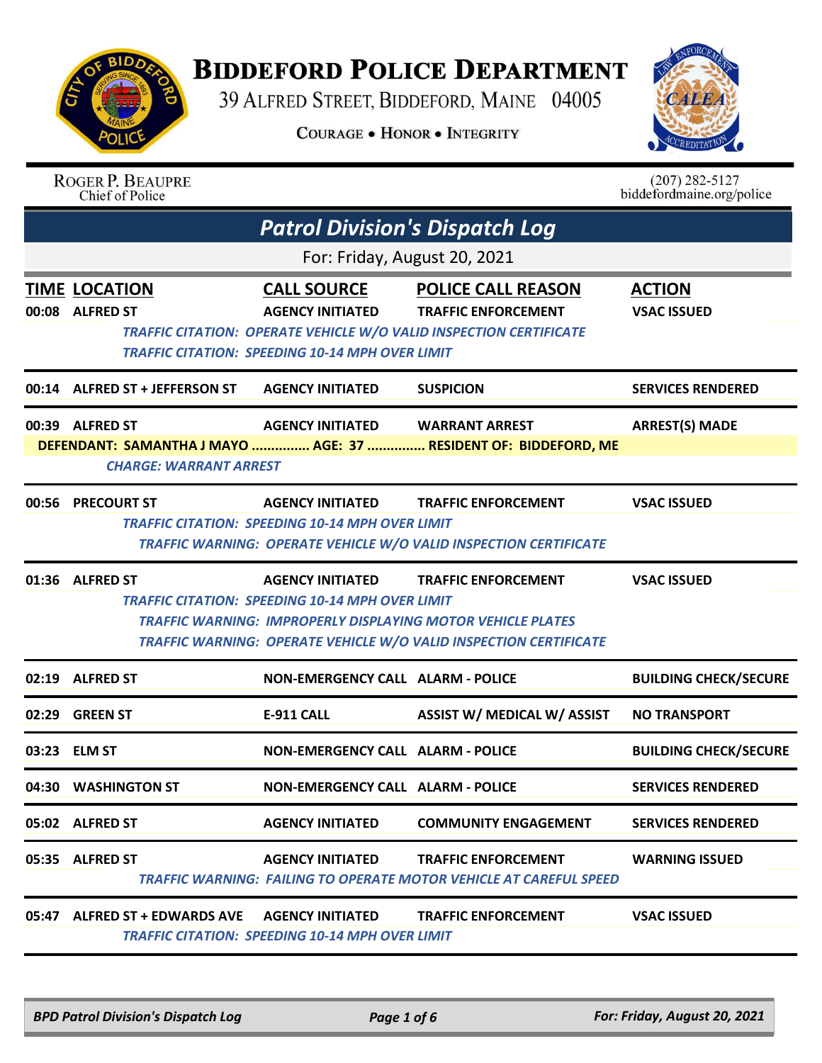# Biddeford Police Department

39 Alfred Street, Biddeford, Maine 04005

Courage • Honor • Integrity

Roger P. Beaupre
Chief of Police

(207) 282-5127
biddefordmaine.org/police

## *Patrol Division's Dispatch Log*

For: Friday, August 20, 2021

| TIME | LOCATION | CALL SOURCE | POLICE CALL REASON | ACTION |
|---|---|---|---|---|
| 00:08 | ALFRED ST | AGENCY INITIATED | TRAFFIC ENFORCEMENT | VSAC ISSUED |

*TRAFFIC CITATION: OPERATE VEHICLE W/O VALID INSPECTION CERTIFICATE*
*TRAFFIC CITATION: SPEEDING 10-14 MPH OVER LIMIT*

| TIME | LOCATION | CALL SOURCE | POLICE CALL REASON | ACTION |
|---|---|---|---|---|
| 00:14 | ALFRED ST + JEFFERSON ST | AGENCY INITIATED | SUSPICION | SERVICES RENDERED |
| 00:39 | ALFRED ST | AGENCY INITIATED | WARRANT ARREST | ARREST(S) MADE |

**DEFENDANT: SAMANTHA J MAYO ............... AGE: 37 ............... RESIDENT OF: BIDDEFORD, ME**
*CHARGE: WARRANT ARREST*

| TIME | LOCATION | CALL SOURCE | POLICE CALL REASON | ACTION |
|---|---|---|---|---|
| 00:56 | PRECOURT ST | AGENCY INITIATED | TRAFFIC ENFORCEMENT | VSAC ISSUED |

*TRAFFIC CITATION: SPEEDING 10-14 MPH OVER LIMIT*
*TRAFFIC WARNING: OPERATE VEHICLE W/O VALID INSPECTION CERTIFICATE*

| TIME | LOCATION | CALL SOURCE | POLICE CALL REASON | ACTION |
|---|---|---|---|---|
| 01:36 | ALFRED ST | AGENCY INITIATED | TRAFFIC ENFORCEMENT | VSAC ISSUED |

*TRAFFIC CITATION: SPEEDING 10-14 MPH OVER LIMIT*
*TRAFFIC WARNING: IMPROPERLY DISPLAYING MOTOR VEHICLE PLATES*
*TRAFFIC WARNING: OPERATE VEHICLE W/O VALID INSPECTION CERTIFICATE*

| TIME | LOCATION | CALL SOURCE | POLICE CALL REASON | ACTION |
|---|---|---|---|---|
| 02:19 | ALFRED ST | NON-EMERGENCY CALL | ALARM - POLICE | BUILDING CHECK/SECURE |
| 02:29 | GREEN ST | E-911 CALL | ASSIST W/ MEDICAL W/ ASSIST | NO TRANSPORT |
| 03:23 | ELM ST | NON-EMERGENCY CALL | ALARM - POLICE | BUILDING CHECK/SECURE |
| 04:30 | WASHINGTON ST | NON-EMERGENCY CALL | ALARM - POLICE | SERVICES RENDERED |
| 05:02 | ALFRED ST | AGENCY INITIATED | COMMUNITY ENGAGEMENT | SERVICES RENDERED |
| 05:35 | ALFRED ST | AGENCY INITIATED | TRAFFIC ENFORCEMENT | WARNING ISSUED |

*TRAFFIC WARNING: FAILING TO OPERATE MOTOR VEHICLE AT CAREFUL SPEED*

| TIME | LOCATION | CALL SOURCE | POLICE CALL REASON | ACTION |
|---|---|---|---|---|
| 05:47 | ALFRED ST + EDWARDS AVE | AGENCY INITIATED | TRAFFIC ENFORCEMENT | VSAC ISSUED |

*TRAFFIC CITATION: SPEEDING 10-14 MPH OVER LIMIT*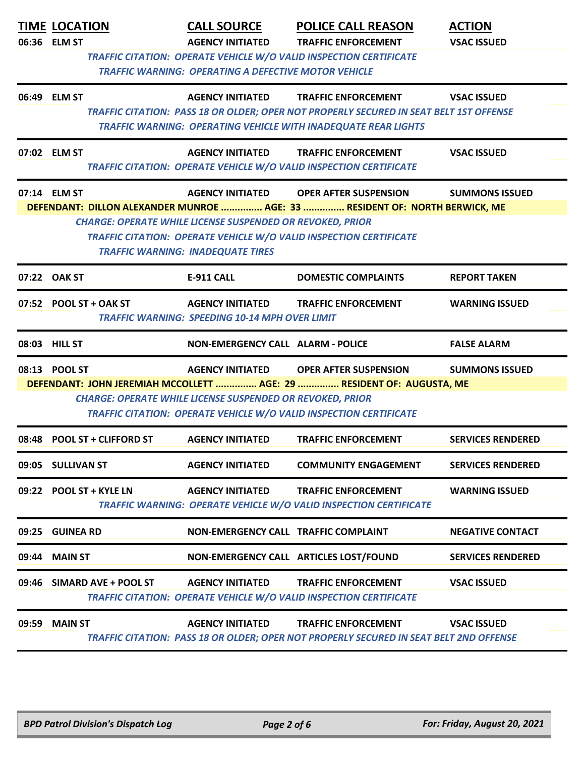| TIME | LOCATION | CALL SOURCE | POLICE CALL REASON | ACTION |
|---|---|---|---|---|
| 06:36 | ELM ST | AGENCY INITIATED | TRAFFIC ENFORCEMENT | VSAC ISSUED |
| | | *TRAFFIC CITATION: OPERATE VEHICLE W/O VALID INSPECTION CERTIFICATE* | | |
| | | *TRAFFIC WARNING: OPERATING A DEFECTIVE MOTOR VEHICLE* | | |
| 06:49 | ELM ST | AGENCY INITIATED | TRAFFIC ENFORCEMENT | VSAC ISSUED |
| | | *TRAFFIC CITATION: PASS 18 OR OLDER; OPER NOT PROPERLY SECURED IN SEAT BELT 1ST OFFENSE* | | |
| | | *TRAFFIC WARNING: OPERATING VEHICLE WITH INADEQUATE REAR LIGHTS* | | |
| 07:02 | ELM ST | AGENCY INITIATED | TRAFFIC ENFORCEMENT | VSAC ISSUED |
| | | *TRAFFIC CITATION: OPERATE VEHICLE W/O VALID INSPECTION CERTIFICATE* | | |
| 07:14 | ELM ST | AGENCY INITIATED | OPER AFTER SUSPENSION | SUMMONS ISSUED |
| | **DEFENDANT: DILLON ALEXANDER MUNROE ............... AGE: 33 ............... RESIDENT OF: NORTH BERWICK, ME** | | | |
| | *CHARGE: OPERATE WHILE LICENSE SUSPENDED OR REVOKED, PRIOR* | | | |
| | | *TRAFFIC CITATION: OPERATE VEHICLE W/O VALID INSPECTION CERTIFICATE* | | |
| | *TRAFFIC WARNING: INADEQUATE TIRES* | | | |
| 07:22 | OAK ST | E-911 CALL | DOMESTIC COMPLAINTS | REPORT TAKEN |
| 07:52 | POOL ST + OAK ST | AGENCY INITIATED | TRAFFIC ENFORCEMENT | WARNING ISSUED |
| | | *TRAFFIC WARNING: SPEEDING 10-14 MPH OVER LIMIT* | | |
| 08:03 | HILL ST | NON-EMERGENCY CALL | ALARM - POLICE | FALSE ALARM |
| 08:13 | POOL ST | AGENCY INITIATED | OPER AFTER SUSPENSION | SUMMONS ISSUED |
| | **DEFENDANT: JOHN JEREMIAH MCCOLLETT ............... AGE: 29 ............... RESIDENT OF: AUGUSTA, ME** | | | |
| | *CHARGE: OPERATE WHILE LICENSE SUSPENDED OR REVOKED, PRIOR* | | | |
| | | *TRAFFIC CITATION: OPERATE VEHICLE W/O VALID INSPECTION CERTIFICATE* | | |
| 08:48 | POOL ST + CLIFFORD ST | AGENCY INITIATED | TRAFFIC ENFORCEMENT | SERVICES RENDERED |
| 09:05 | SULLIVAN ST | AGENCY INITIATED | COMMUNITY ENGAGEMENT | SERVICES RENDERED |
| 09:22 | POOL ST + KYLE LN | AGENCY INITIATED | TRAFFIC ENFORCEMENT | WARNING ISSUED |
| | | *TRAFFIC WARNING: OPERATE VEHICLE W/O VALID INSPECTION CERTIFICATE* | | |
| 09:25 | GUINEA RD | NON-EMERGENCY CALL | TRAFFIC COMPLAINT | NEGATIVE CONTACT |
| 09:44 | MAIN ST | NON-EMERGENCY CALL | ARTICLES LOST/FOUND | SERVICES RENDERED |
| 09:46 | SIMARD AVE + POOL ST | AGENCY INITIATED | TRAFFIC ENFORCEMENT | VSAC ISSUED |
| | | *TRAFFIC CITATION: OPERATE VEHICLE W/O VALID INSPECTION CERTIFICATE* | | |
| 09:59 | MAIN ST | AGENCY INITIATED | TRAFFIC ENFORCEMENT | VSAC ISSUED |
| | | *TRAFFIC CITATION: PASS 18 OR OLDER; OPER NOT PROPERLY SECURED IN SEAT BELT 2ND OFFENSE* | | |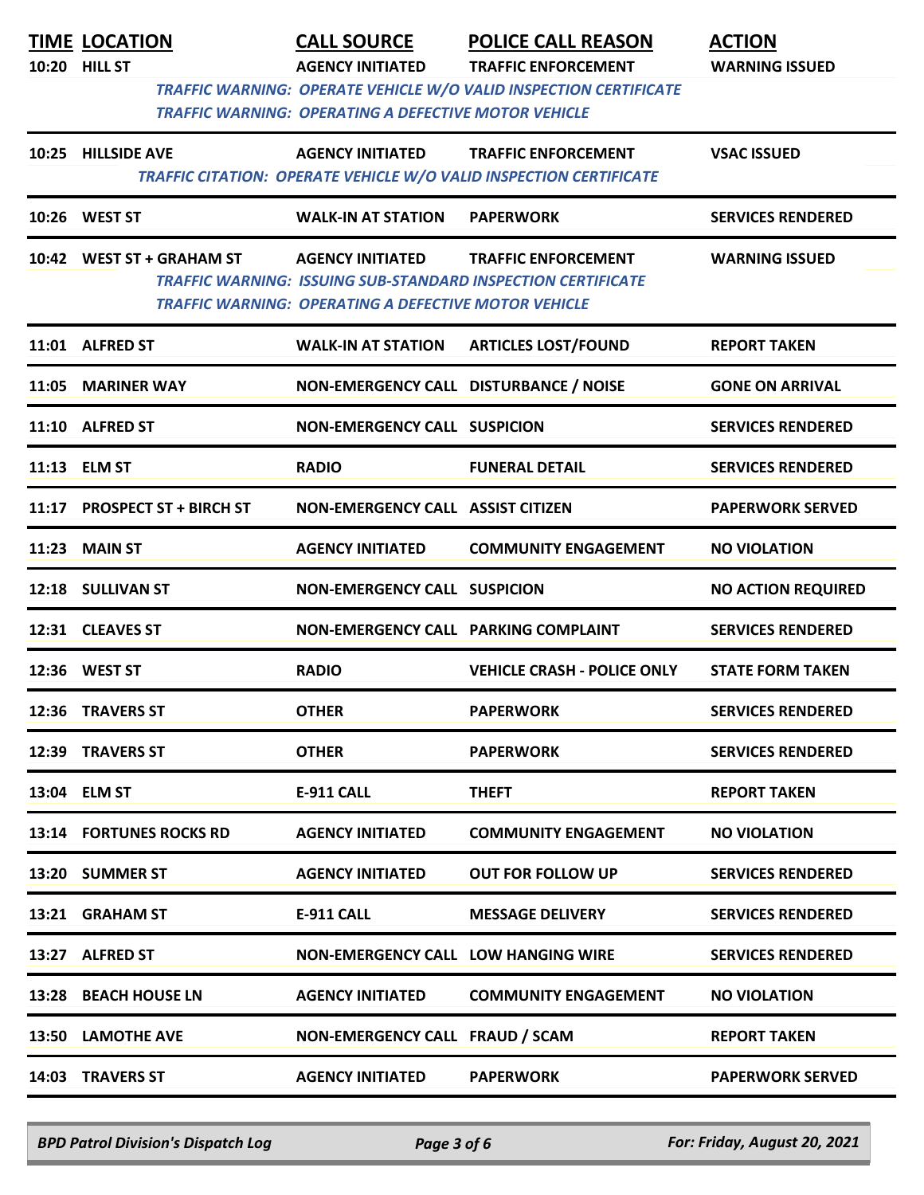| TIME | LOCATION | CALL SOURCE | POLICE CALL REASON | ACTION |
|---|---|---|---|---|
| 10:20 | HILL ST | AGENCY INITIATED | TRAFFIC ENFORCEMENT | WARNING ISSUED |
| | | *TRAFFIC WARNING: OPERATE VEHICLE W/O VALID INSPECTION CERTIFICATE* | | |
| | | *TRAFFIC WARNING: OPERATING A DEFECTIVE MOTOR VEHICLE* | | |
| 10:25 | HILLSIDE AVE | AGENCY INITIATED | TRAFFIC ENFORCEMENT | VSAC ISSUED |
| | | *TRAFFIC CITATION: OPERATE VEHICLE W/O VALID INSPECTION CERTIFICATE* | | |
| 10:26 | WEST ST | WALK-IN AT STATION | PAPERWORK | SERVICES RENDERED |
| 10:42 | WEST ST + GRAHAM ST | AGENCY INITIATED | TRAFFIC ENFORCEMENT | WARNING ISSUED |
| | | *TRAFFIC WARNING: ISSUING SUB-STANDARD INSPECTION CERTIFICATE* | | |
| | | *TRAFFIC WARNING: OPERATING A DEFECTIVE MOTOR VEHICLE* | | |
| 11:01 | ALFRED ST | WALK-IN AT STATION | ARTICLES LOST/FOUND | REPORT TAKEN |
| 11:05 | MARINER WAY | NON-EMERGENCY CALL | DISTURBANCE / NOISE | GONE ON ARRIVAL |
| 11:10 | ALFRED ST | NON-EMERGENCY CALL | SUSPICION | SERVICES RENDERED |
| 11:13 | ELM ST | RADIO | FUNERAL DETAIL | SERVICES RENDERED |
| 11:17 | PROSPECT ST + BIRCH ST | NON-EMERGENCY CALL | ASSIST CITIZEN | PAPERWORK SERVED |
| 11:23 | MAIN ST | AGENCY INITIATED | COMMUNITY ENGAGEMENT | NO VIOLATION |
| 12:18 | SULLIVAN ST | NON-EMERGENCY CALL | SUSPICION | NO ACTION REQUIRED |
| 12:31 | CLEAVES ST | NON-EMERGENCY CALL | PARKING COMPLAINT | SERVICES RENDERED |
| 12:36 | WEST ST | RADIO | VEHICLE CRASH - POLICE ONLY | STATE FORM TAKEN |
| 12:36 | TRAVERS ST | OTHER | PAPERWORK | SERVICES RENDERED |
| 12:39 | TRAVERS ST | OTHER | PAPERWORK | SERVICES RENDERED |
| 13:04 | ELM ST | E-911 CALL | THEFT | REPORT TAKEN |
| 13:14 | FORTUNES ROCKS RD | AGENCY INITIATED | COMMUNITY ENGAGEMENT | NO VIOLATION |
| 13:20 | SUMMER ST | AGENCY INITIATED | OUT FOR FOLLOW UP | SERVICES RENDERED |
| 13:21 | GRAHAM ST | E-911 CALL | MESSAGE DELIVERY | SERVICES RENDERED |
| 13:27 | ALFRED ST | NON-EMERGENCY CALL | LOW HANGING WIRE | SERVICES RENDERED |
| 13:28 | BEACH HOUSE LN | AGENCY INITIATED | COMMUNITY ENGAGEMENT | NO VIOLATION |
| 13:50 | LAMOTHE AVE | NON-EMERGENCY CALL | FRAUD / SCAM | REPORT TAKEN |
| 14:03 | TRAVERS ST | AGENCY INITIATED | PAPERWORK | PAPERWORK SERVED |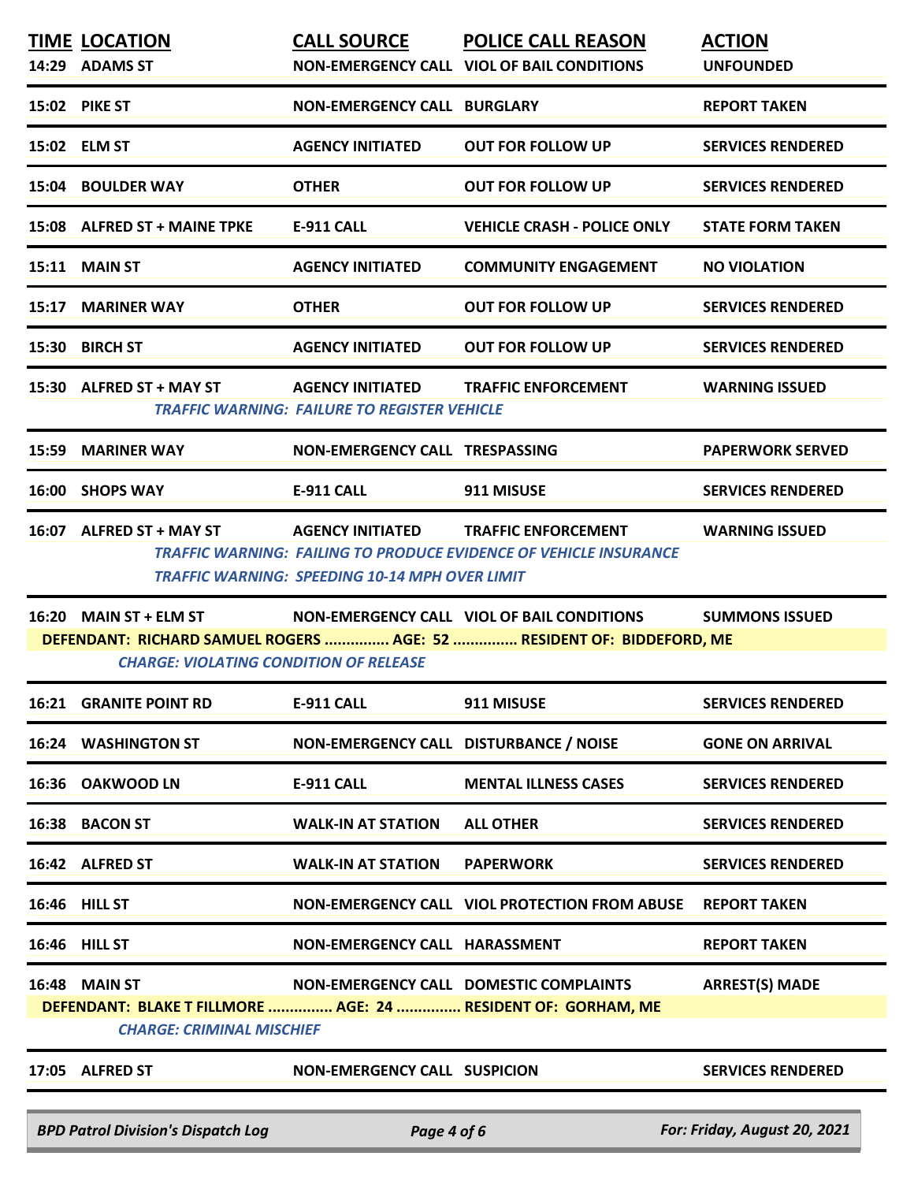| TIME | LOCATION | CALL SOURCE | POLICE CALL REASON | ACTION |
|---|---|---|---|---|
| 14:29 | ADAMS ST | NON-EMERGENCY CALL | VIOL OF BAIL CONDITIONS | UNFOUNDED |
| 15:02 | PIKE ST | NON-EMERGENCY CALL | BURGLARY | REPORT TAKEN |
| 15:02 | ELM ST | AGENCY INITIATED | OUT FOR FOLLOW UP | SERVICES RENDERED |
| 15:04 | BOULDER WAY | OTHER | OUT FOR FOLLOW UP | SERVICES RENDERED |
| 15:08 | ALFRED ST + MAINE TPKE | E-911 CALL | VEHICLE CRASH - POLICE ONLY | STATE FORM TAKEN |
| 15:11 | MAIN ST | AGENCY INITIATED | COMMUNITY ENGAGEMENT | NO VIOLATION |
| 15:17 | MARINER WAY | OTHER | OUT FOR FOLLOW UP | SERVICES RENDERED |
| 15:30 | BIRCH ST | AGENCY INITIATED | OUT FOR FOLLOW UP | SERVICES RENDERED |
| 15:30 | ALFRED ST + MAY ST | AGENCY INITIATED | TRAFFIC ENFORCEMENT | WARNING ISSUED |
| | | *TRAFFIC WARNING: FAILURE TO REGISTER VEHICLE* | | |
| 15:59 | MARINER WAY | NON-EMERGENCY CALL | TRESPASSING | PAPERWORK SERVED |
| 16:00 | SHOPS WAY | E-911 CALL | 911 MISUSE | SERVICES RENDERED |
| 16:07 | ALFRED ST + MAY ST | AGENCY INITIATED | TRAFFIC ENFORCEMENT | WARNING ISSUED |
| | | *TRAFFIC WARNING: FAILING TO PRODUCE EVIDENCE OF VEHICLE INSURANCE* | | |
| | | *TRAFFIC WARNING: SPEEDING 10-14 MPH OVER LIMIT* | | |
| 16:20 | MAIN ST + ELM ST | NON-EMERGENCY CALL | VIOL OF BAIL CONDITIONS | SUMMONS ISSUED |
| | DEFENDANT: RICHARD SAMUEL ROGERS ............... AGE: 52 ............... RESIDENT OF: BIDDEFORD, ME | | | |
| | *CHARGE: VIOLATING CONDITION OF RELEASE* | | | |
| 16:21 | GRANITE POINT RD | E-911 CALL | 911 MISUSE | SERVICES RENDERED |
| 16:24 | WASHINGTON ST | NON-EMERGENCY CALL | DISTURBANCE / NOISE | GONE ON ARRIVAL |
| 16:36 | OAKWOOD LN | E-911 CALL | MENTAL ILLNESS CASES | SERVICES RENDERED |
| 16:38 | BACON ST | WALK-IN AT STATION | ALL OTHER | SERVICES RENDERED |
| 16:42 | ALFRED ST | WALK-IN AT STATION | PAPERWORK | SERVICES RENDERED |
| 16:46 | HILL ST | NON-EMERGENCY CALL | VIOL PROTECTION FROM ABUSE | REPORT TAKEN |
| 16:46 | HILL ST | NON-EMERGENCY CALL | HARASSMENT | REPORT TAKEN |
| 16:48 | MAIN ST | NON-EMERGENCY CALL | DOMESTIC COMPLAINTS | ARREST(S) MADE |
| | DEFENDANT: BLAKE T FILLMORE ............... AGE: 24 ............... RESIDENT OF: GORHAM, ME | | | |
| | *CHARGE: CRIMINAL MISCHIEF* | | | |
| 17:05 | ALFRED ST | NON-EMERGENCY CALL | SUSPICION | SERVICES RENDERED |

*BPD Patrol Division's Dispatch Log* — *For: Friday, August 20, 2021*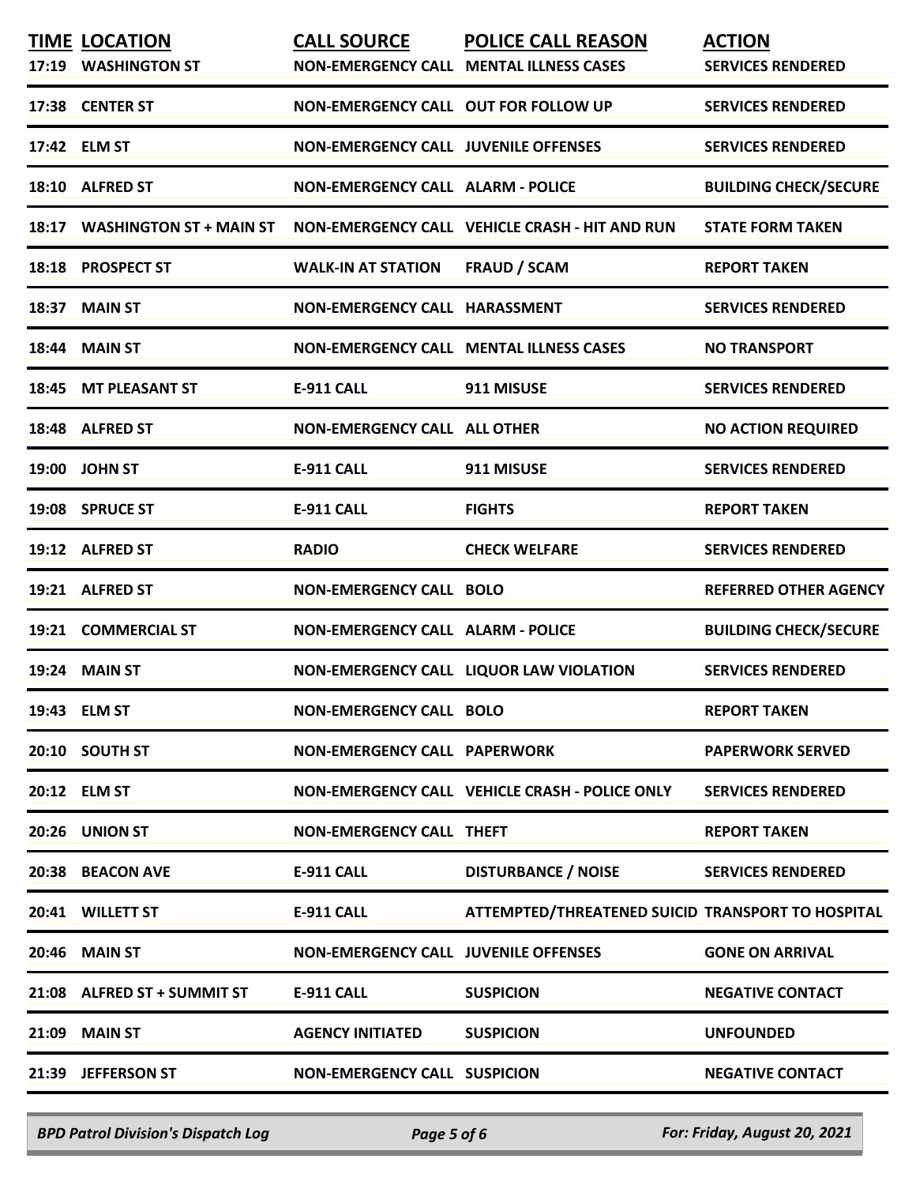| TIME | LOCATION | CALL SOURCE | POLICE CALL REASON | ACTION |
|---|---|---|---|---|
| 17:19 | WASHINGTON ST | NON-EMERGENCY CALL | MENTAL ILLNESS CASES | SERVICES RENDERED |
| 17:38 | CENTER ST | NON-EMERGENCY CALL | OUT FOR FOLLOW UP | SERVICES RENDERED |
| 17:42 | ELM ST | NON-EMERGENCY CALL | JUVENILE OFFENSES | SERVICES RENDERED |
| 18:10 | ALFRED ST | NON-EMERGENCY CALL | ALARM - POLICE | BUILDING CHECK/SECURE |
| 18:17 | WASHINGTON ST + MAIN ST | NON-EMERGENCY CALL | VEHICLE CRASH - HIT AND RUN | STATE FORM TAKEN |
| 18:18 | PROSPECT ST | WALK-IN AT STATION | FRAUD / SCAM | REPORT TAKEN |
| 18:37 | MAIN ST | NON-EMERGENCY CALL | HARASSMENT | SERVICES RENDERED |
| 18:44 | MAIN ST | NON-EMERGENCY CALL | MENTAL ILLNESS CASES | NO TRANSPORT |
| 18:45 | MT PLEASANT ST | E-911 CALL | 911 MISUSE | SERVICES RENDERED |
| 18:48 | ALFRED ST | NON-EMERGENCY CALL | ALL OTHER | NO ACTION REQUIRED |
| 19:00 | JOHN ST | E-911 CALL | 911 MISUSE | SERVICES RENDERED |
| 19:08 | SPRUCE ST | E-911 CALL | FIGHTS | REPORT TAKEN |
| 19:12 | ALFRED ST | RADIO | CHECK WELFARE | SERVICES RENDERED |
| 19:21 | ALFRED ST | NON-EMERGENCY CALL | BOLO | REFERRED OTHER AGENCY |
| 19:21 | COMMERCIAL ST | NON-EMERGENCY CALL | ALARM - POLICE | BUILDING CHECK/SECURE |
| 19:24 | MAIN ST | NON-EMERGENCY CALL | LIQUOR LAW VIOLATION | SERVICES RENDERED |
| 19:43 | ELM ST | NON-EMERGENCY CALL | BOLO | REPORT TAKEN |
| 20:10 | SOUTH ST | NON-EMERGENCY CALL | PAPERWORK | PAPERWORK SERVED |
| 20:12 | ELM ST | NON-EMERGENCY CALL | VEHICLE CRASH - POLICE ONLY | SERVICES RENDERED |
| 20:26 | UNION ST | NON-EMERGENCY CALL | THEFT | REPORT TAKEN |
| 20:38 | BEACON AVE | E-911 CALL | DISTURBANCE / NOISE | SERVICES RENDERED |
| 20:41 | WILLETT ST | E-911 CALL | ATTEMPTED/THREATENED SUICID | TRANSPORT TO HOSPITAL |
| 20:46 | MAIN ST | NON-EMERGENCY CALL | JUVENILE OFFENSES | GONE ON ARRIVAL |
| 21:08 | ALFRED ST + SUMMIT ST | E-911 CALL | SUSPICION | NEGATIVE CONTACT |
| 21:09 | MAIN ST | AGENCY INITIATED | SUSPICION | UNFOUNDED |
| 21:39 | JEFFERSON ST | NON-EMERGENCY CALL | SUSPICION | NEGATIVE CONTACT |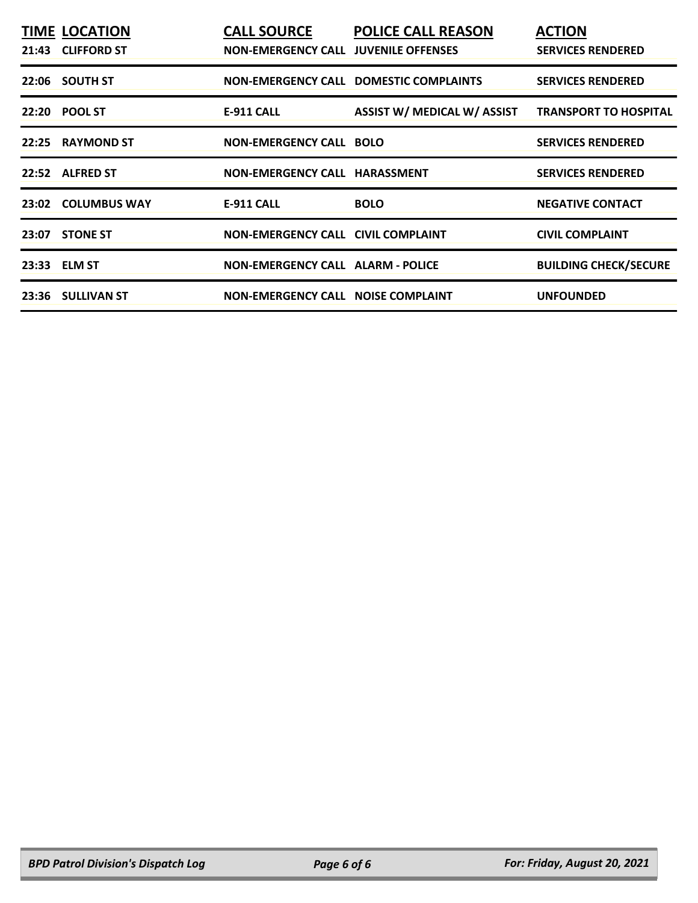| TIME | LOCATION | CALL SOURCE | POLICE CALL REASON | ACTION |
|---|---|---|---|---|
| 21:43 | CLIFFORD ST | NON-EMERGENCY CALL | JUVENILE OFFENSES | SERVICES RENDERED |
| 22:06 | SOUTH ST | NON-EMERGENCY CALL | DOMESTIC COMPLAINTS | SERVICES RENDERED |
| 22:20 | POOL ST | E-911 CALL | ASSIST W/ MEDICAL W/ ASSIST | TRANSPORT TO HOSPITAL |
| 22:25 | RAYMOND ST | NON-EMERGENCY CALL | BOLO | SERVICES RENDERED |
| 22:52 | ALFRED ST | NON-EMERGENCY CALL | HARASSMENT | SERVICES RENDERED |
| 23:02 | COLUMBUS WAY | E-911 CALL | BOLO | NEGATIVE CONTACT |
| 23:07 | STONE ST | NON-EMERGENCY CALL | CIVIL COMPLAINT | CIVIL COMPLAINT |
| 23:33 | ELM ST | NON-EMERGENCY CALL | ALARM - POLICE | BUILDING CHECK/SECURE |
| 23:36 | SULLIVAN ST | NON-EMERGENCY CALL | NOISE COMPLAINT | UNFOUNDED |